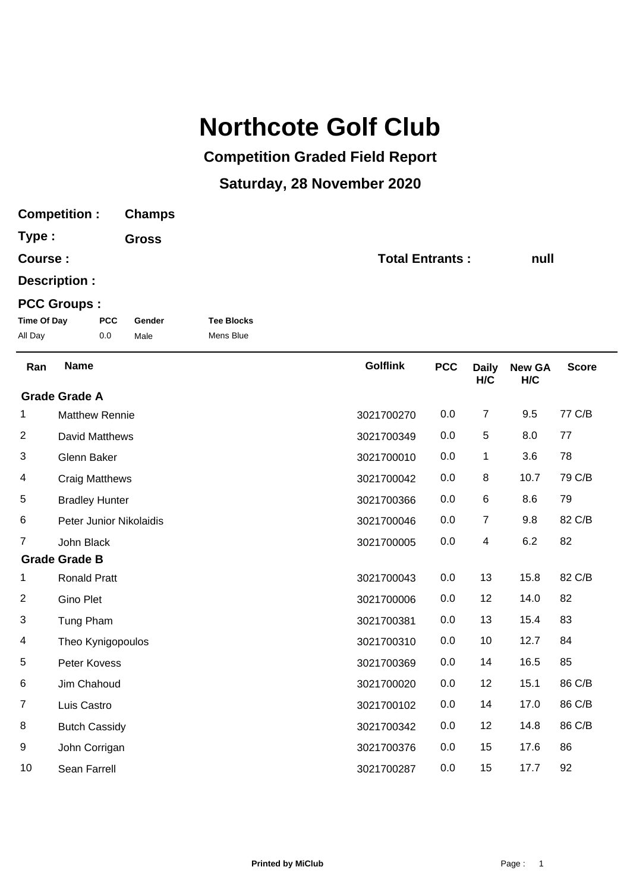# Northcote Golf Club

## Competition Graded Field Report

## Saturday, 28 November 2020

**Competition :** **Champs**

**Type :** **Gross**

**Course :** **Total Entrants :** **null**

**Description :**

**PCC Groups :**

| Time Of Day | PCC | Gender | Tee Blocks |
|---|---|---|---|
| All Day | 0.0 | Male | Mens Blue |

| Ran | Name | Golflink | PCC | Daily H/C | New GA H/C | Score |
|---|---|---|---|---|---|---|
| **Grade Grade A** | | | | | | |
| 1 | Matthew Rennie | 3021700270 | 0.0 | 7 | 9.5 | 77 C/B |
| 2 | David Matthews | 3021700349 | 0.0 | 5 | 8.0 | 77 |
| 3 | Glenn Baker | 3021700010 | 0.0 | 1 | 3.6 | 78 |
| 4 | Craig Matthews | 3021700042 | 0.0 | 8 | 10.7 | 79 C/B |
| 5 | Bradley Hunter | 3021700366 | 0.0 | 6 | 8.6 | 79 |
| 6 | Peter Junior Nikolaidis | 3021700046 | 0.0 | 7 | 9.8 | 82 C/B |
| 7 | John Black | 3021700005 | 0.0 | 4 | 6.2 | 82 |
| **Grade Grade B** | | | | | | |
| 1 | Ronald Pratt | 3021700043 | 0.0 | 13 | 15.8 | 82 C/B |
| 2 | Gino Plet | 3021700006 | 0.0 | 12 | 14.0 | 82 |
| 3 | Tung Pham | 3021700381 | 0.0 | 13 | 15.4 | 83 |
| 4 | Theo Kynigopoulos | 3021700310 | 0.0 | 10 | 12.7 | 84 |
| 5 | Peter Kovess | 3021700369 | 0.0 | 14 | 16.5 | 85 |
| 6 | Jim Chahoud | 3021700020 | 0.0 | 12 | 15.1 | 86 C/B |
| 7 | Luis Castro | 3021700102 | 0.0 | 14 | 17.0 | 86 C/B |
| 8 | Butch Cassidy | 3021700342 | 0.0 | 12 | 14.8 | 86 C/B |
| 9 | John Corrigan | 3021700376 | 0.0 | 15 | 17.6 | 86 |
| 10 | Sean Farrell | 3021700287 | 0.0 | 15 | 17.7 | 92 |

**Printed by MiClub**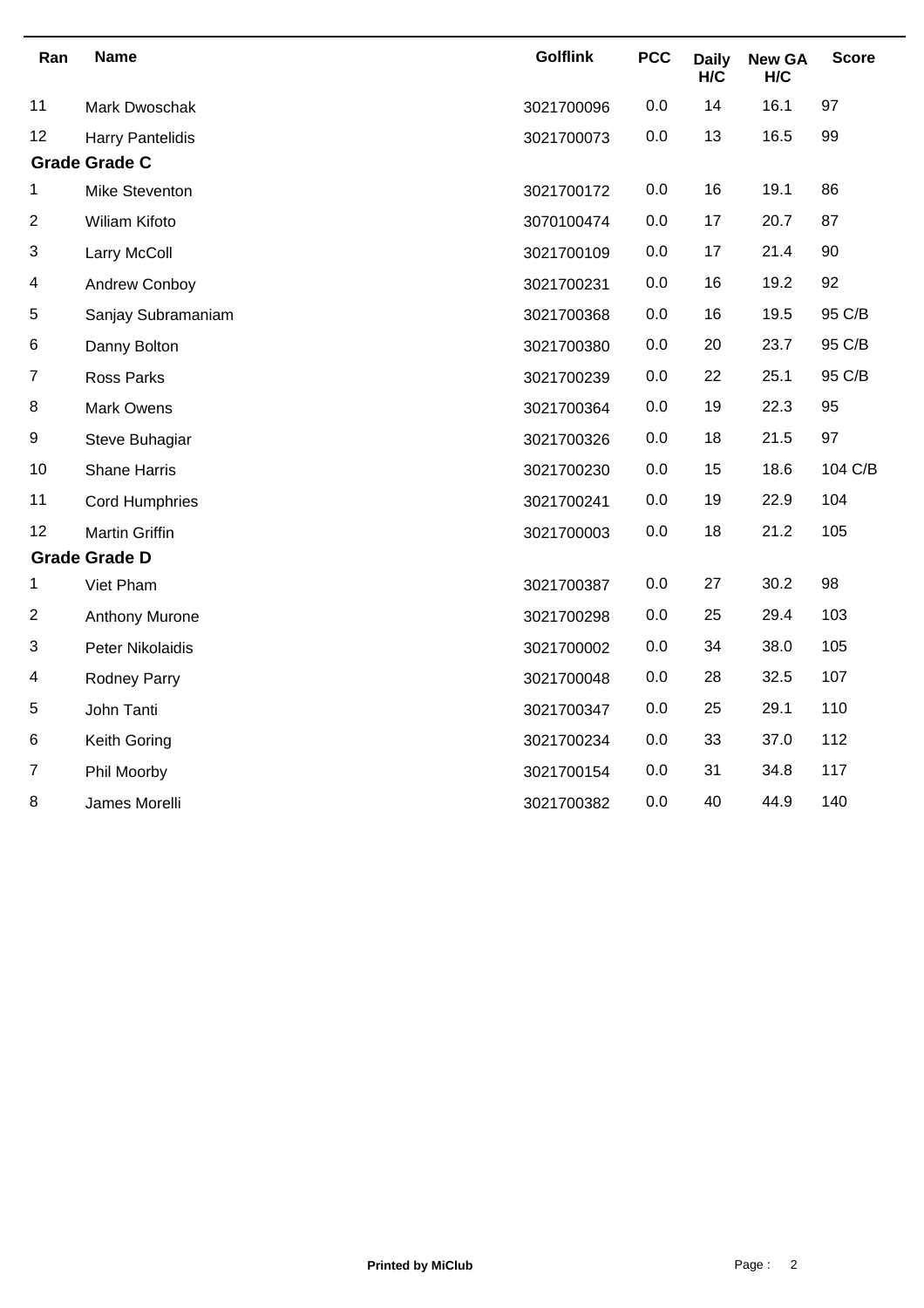| Ran | Name | Golflink | PCC | Daily H/C | New GA H/C | Score |
|---|---|---|---|---|---|---|
| 11 | Mark Dwoschak | 3021700096 | 0.0 | 14 | 16.1 | 97 |
| 12 | Harry Pantelidis | 3021700073 | 0.0 | 13 | 16.5 | 99 |
| **Grade Grade C** | | | | | | |
| 1 | Mike Steventon | 3021700172 | 0.0 | 16 | 19.1 | 86 |
| 2 | Wiliam Kifoto | 3070100474 | 0.0 | 17 | 20.7 | 87 |
| 3 | Larry McColl | 3021700109 | 0.0 | 17 | 21.4 | 90 |
| 4 | Andrew Conboy | 3021700231 | 0.0 | 16 | 19.2 | 92 |
| 5 | Sanjay Subramaniam | 3021700368 | 0.0 | 16 | 19.5 | 95 C/B |
| 6 | Danny Bolton | 3021700380 | 0.0 | 20 | 23.7 | 95 C/B |
| 7 | Ross Parks | 3021700239 | 0.0 | 22 | 25.1 | 95 C/B |
| 8 | Mark Owens | 3021700364 | 0.0 | 19 | 22.3 | 95 |
| 9 | Steve Buhagiar | 3021700326 | 0.0 | 18 | 21.5 | 97 |
| 10 | Shane Harris | 3021700230 | 0.0 | 15 | 18.6 | 104 C/B |
| 11 | Cord Humphries | 3021700241 | 0.0 | 19 | 22.9 | 104 |
| 12 | Martin Griffin | 3021700003 | 0.0 | 18 | 21.2 | 105 |
| **Grade Grade D** | | | | | | |
| 1 | Viet Pham | 3021700387 | 0.0 | 27 | 30.2 | 98 |
| 2 | Anthony Murone | 3021700298 | 0.0 | 25 | 29.4 | 103 |
| 3 | Peter Nikolaidis | 3021700002 | 0.0 | 34 | 38.0 | 105 |
| 4 | Rodney Parry | 3021700048 | 0.0 | 28 | 32.5 | 107 |
| 5 | John Tanti | 3021700347 | 0.0 | 25 | 29.1 | 110 |
| 6 | Keith Goring | 3021700234 | 0.0 | 33 | 37.0 | 112 |
| 7 | Phil Moorby | 3021700154 | 0.0 | 31 | 34.8 | 117 |
| 8 | James Morelli | 3021700382 | 0.0 | 40 | 44.9 | 140 |

**Printed by MiClub**